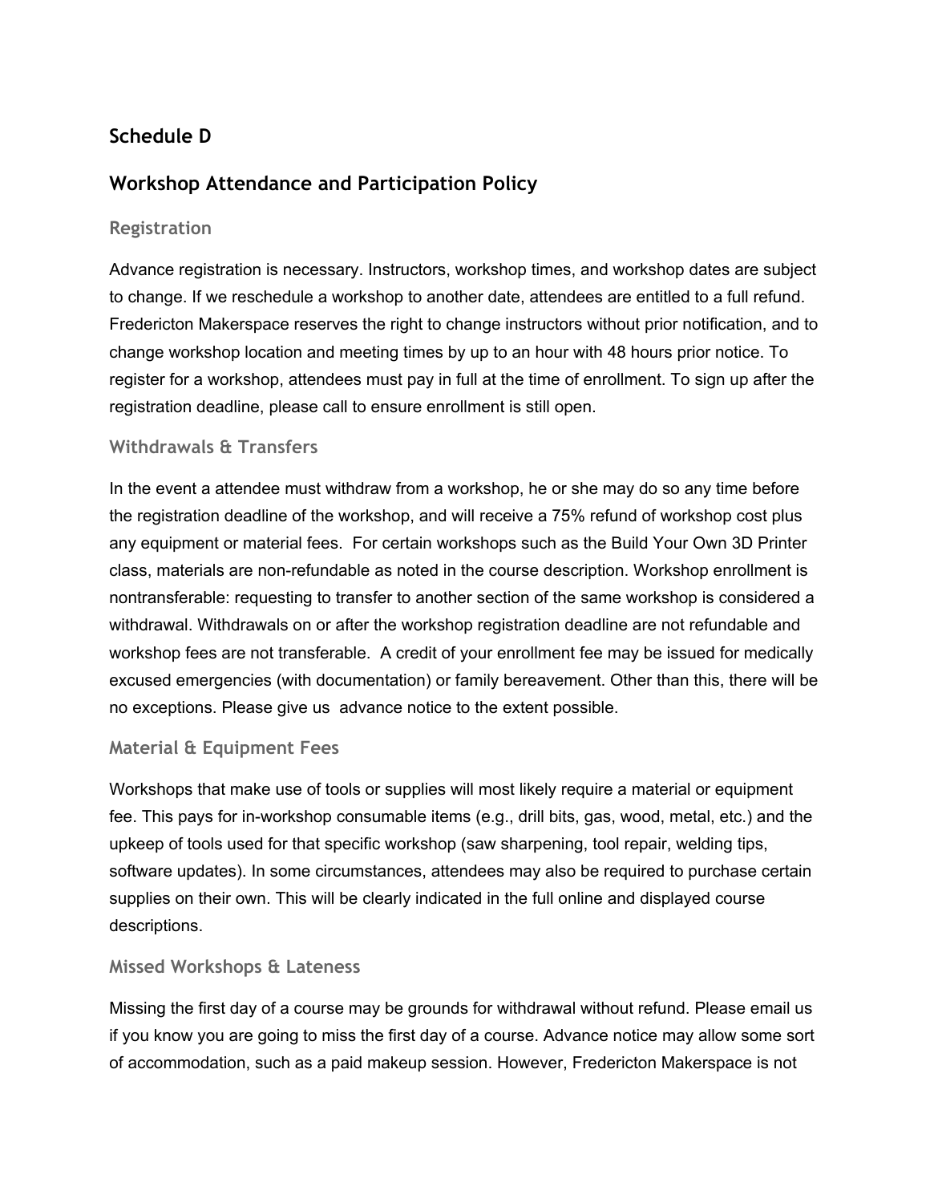## Schedule D

## Workshop Attendance and Participation Policy

### Registration

Advance registration is necessary. Instructors, workshop times, and workshop dates are subject to change. If we reschedule a workshop to another date, attendees are entitled to a full refund. Fredericton Makerspace reserves the right to change instructors without prior notification, and to change workshop location and meeting times by up to an hour with 48 hours prior notice. To register for a workshop, attendees must pay in full at the time of enrollment. To sign up after the registration deadline, please call to ensure enrollment is still open.

### Withdrawals & Transfers

In the event a attendee must withdraw from a workshop, he or she may do so any time before the registration deadline of the workshop, and will receive a 75% refund of workshop cost plus any equipment or material fees. For certain workshops such as the Build Your Own 3D Printer class, materials are non-refundable as noted in the course description. Workshop enrollment is nontransferable: requesting to transfer to another section of the same workshop is considered a withdrawal. Withdrawals on or after the workshop registration deadline are not refundable and workshop fees are not transferable. A credit of your enrollment fee may be issued for medically excused emergencies (with documentation) or family bereavement. Other than this, there will be no exceptions. Please give us advance notice to the extent possible.

### Material & Equipment Fees

Workshops that make use of tools or supplies will most likely require a material or equipment fee. This pays for in-workshop consumable items (e.g., drill bits, gas, wood, metal, etc.) and the upkeep of tools used for that specific workshop (saw sharpening, tool repair, welding tips, software updates). In some circumstances, attendees may also be required to purchase certain supplies on their own. This will be clearly indicated in the full online and displayed course descriptions.

### Missed Workshops & Lateness

Missing the first day of a course may be grounds for withdrawal without refund. Please email us if you know you are going to miss the first day of a course. Advance notice may allow some sort of accommodation, such as a paid makeup session. However, Fredericton Makerspace is not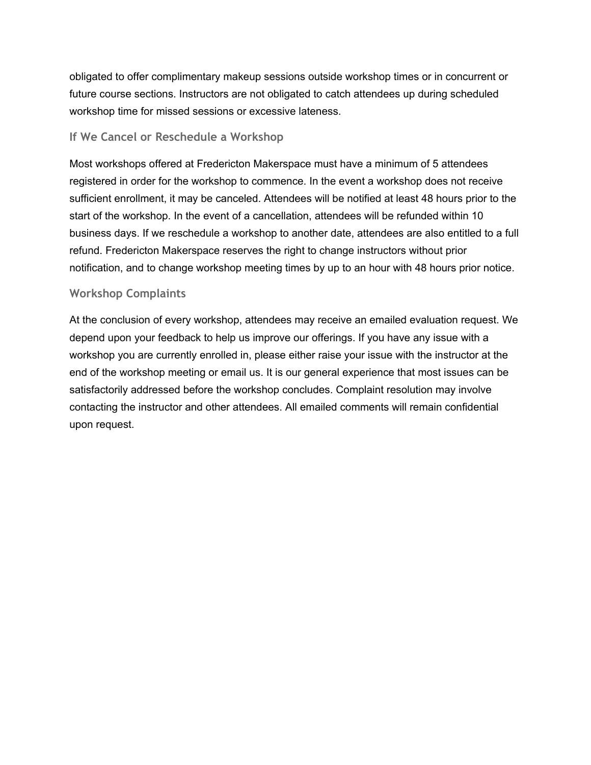obligated to offer complimentary makeup sessions outside workshop times or in concurrent or future course sections. Instructors are not obligated to catch attendees up during scheduled workshop time for missed sessions or excessive lateness.

## If We Cancel or Reschedule a Workshop

Most workshops offered at Fredericton Makerspace must have a minimum of 5 attendees registered in order for the workshop to commence. In the event a workshop does not receive sufficient enrollment, it may be canceled. Attendees will be notified at least 48 hours prior to the start of the workshop. In the event of a cancellation, attendees will be refunded within 10 business days. If we reschedule a workshop to another date, attendees are also entitled to a full refund. Fredericton Makerspace reserves the right to change instructors without prior notification, and to change workshop meeting times by up to an hour with 48 hours prior notice.

## Workshop Complaints

At the conclusion of every workshop, attendees may receive an emailed evaluation request. We depend upon your feedback to help us improve our offerings. If you have any issue with a workshop you are currently enrolled in, please either raise your issue with the instructor at the end of the workshop meeting or email us. It is our general experience that most issues can be satisfactorily addressed before the workshop concludes. Complaint resolution may involve contacting the instructor and other attendees. All emailed comments will remain confidential upon request.